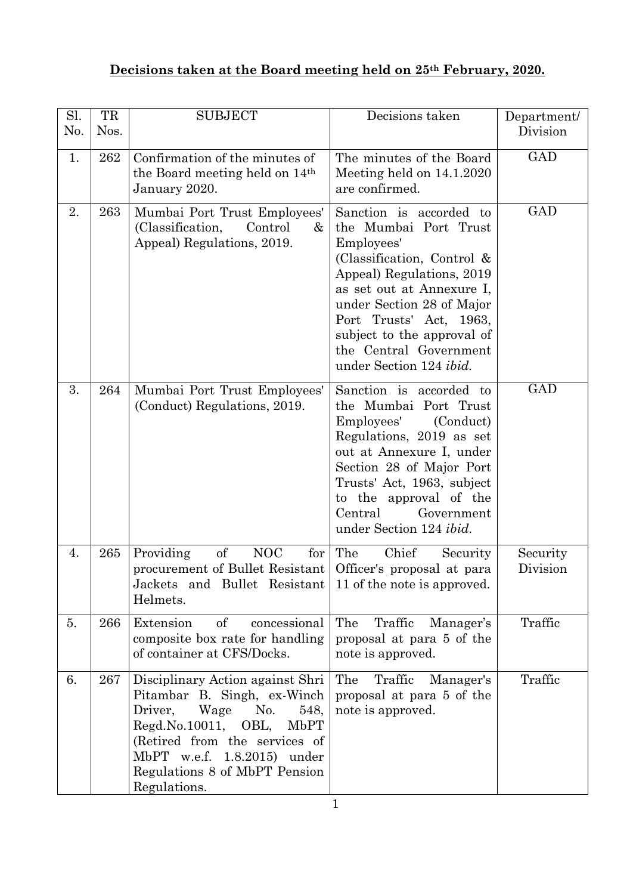## Decisions taken at the Board meeting held on 25th February, 2020.

| Sl. No. | TR Nos. | SUBJECT | Decisions taken | Department/ Division |
|---|---|---|---|---|
| 1. | 262 | Confirmation of the minutes of the Board meeting held on 14th January 2020. | The minutes of the Board Meeting held on 14.1.2020 are confirmed. | GAD |
| 2. | 263 | Mumbai Port Trust Employees' (Classification, Control & Appeal) Regulations, 2019. | Sanction is accorded to the Mumbai Port Trust Employees' (Classification, Control & Appeal) Regulations, 2019 as set out at Annexure I, under Section 28 of Major Port Trusts' Act, 1963, subject to the approval of the Central Government under Section 124 *ibid.* | GAD |
| 3. | 264 | Mumbai Port Trust Employees' (Conduct) Regulations, 2019. | Sanction is accorded to the Mumbai Port Trust Employees' (Conduct) Regulations, 2019 as set out at Annexure I, under Section 28 of Major Port Trusts' Act, 1963, subject to the approval of the Central Government under Section 124 *ibid.* | GAD |
| 4. | 265 | Providing of NOC for procurement of Bullet Resistant Jackets and Bullet Resistant Helmets. | The Chief Security Officer's proposal at para 11 of the note is approved. | Security Division |
| 5. | 266 | Extension of concessional composite box rate for handling of container at CFS/Docks. | The Traffic Manager's proposal at para 5 of the note is approved. | Traffic |
| 6. | 267 | Disciplinary Action against Shri Pitambar B. Singh, ex-Winch Driver, Wage No. 548, Regd.No.10011, OBL, MbPT (Retired from the services of MbPT w.e.f. 1.8.2015) under Regulations 8 of MbPT Pension Regulations. | The Traffic Manager's proposal at para 5 of the note is approved. | Traffic |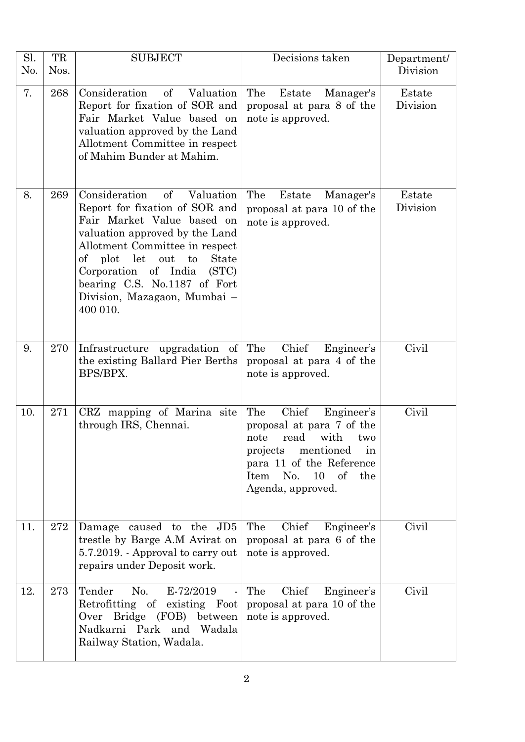| Sl. No. | TR Nos. | SUBJECT | Decisions taken | Department/ Division |
|---|---|---|---|---|
| 7. | 268 | Consideration of Valuation Report for fixation of SOR and Fair Market Value based on valuation approved by the Land Allotment Committee in respect of Mahim Bunder at Mahim. | The Estate Manager's proposal at para 8 of the note is approved. | Estate Division |
| 8. | 269 | Consideration of Valuation Report for fixation of SOR and Fair Market Value based on valuation approved by the Land Allotment Committee in respect of plot let out to State Corporation of India (STC) bearing C.S. No.1187 of Fort Division, Mazagaon, Mumbai – 400 010. | The Estate Manager's proposal at para 10 of the note is approved. | Estate Division |
| 9. | 270 | Infrastructure upgradation of the existing Ballard Pier Berths BPS/BPX. | The Chief Engineer's proposal at para 4 of the note is approved. | Civil |
| 10. | 271 | CRZ mapping of Marina site through IRS, Chennai. | The Chief Engineer's proposal at para 7 of the note read with two projects mentioned in para 11 of the Reference Item No. 10 of the Agenda, approved. | Civil |
| 11. | 272 | Damage caused to the JD5 trestle by Barge A.M Avirat on 5.7.2019. - Approval to carry out repairs under Deposit work. | The Chief Engineer's proposal at para 6 of the note is approved. | Civil |
| 12. | 273 | Tender No. E-72/2019 - Retrofitting of existing Foot Over Bridge (FOB) between Nadkarni Park and Wadala Railway Station, Wadala. | The Chief Engineer's proposal at para 10 of the note is approved. | Civil |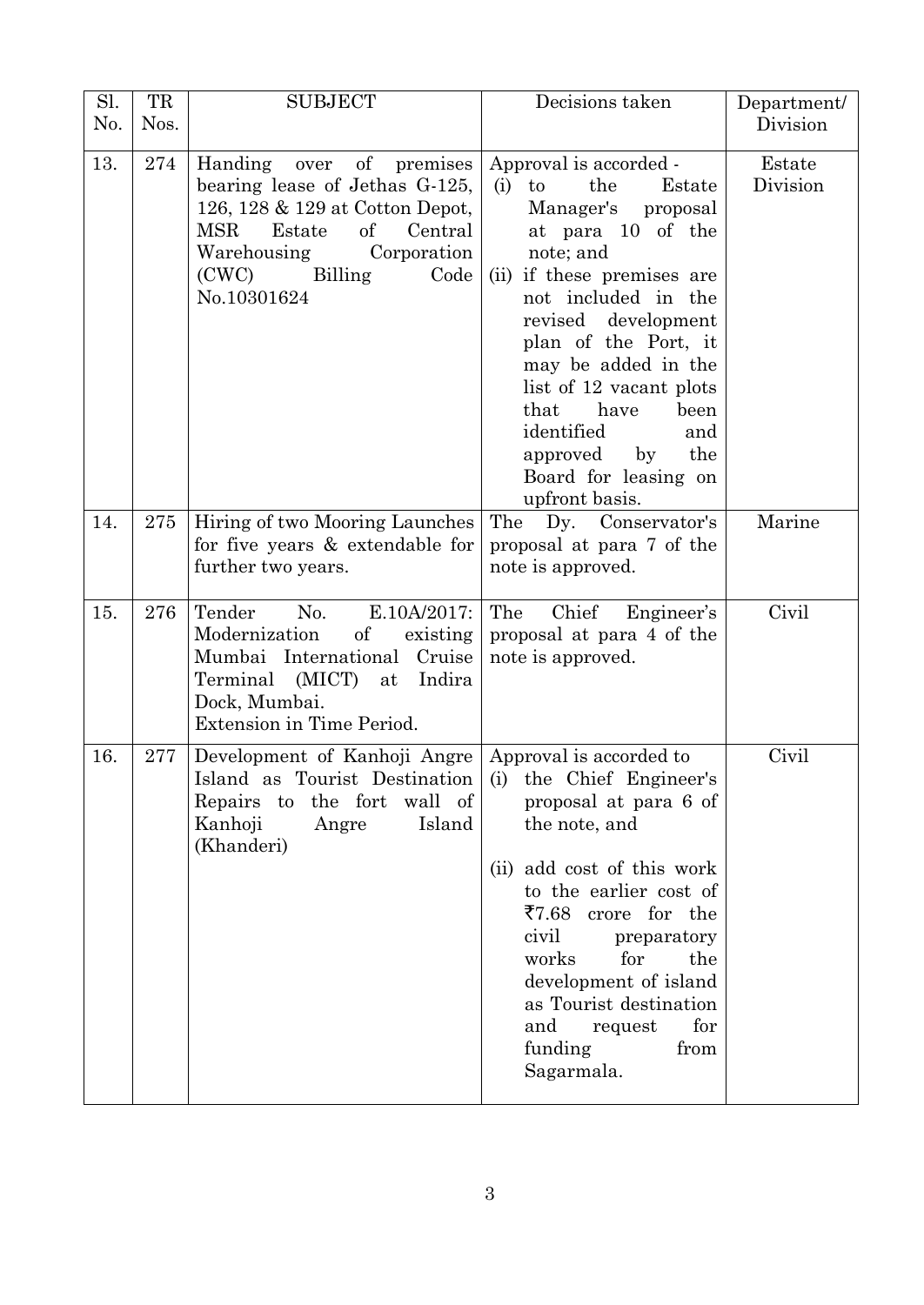| Sl. No. | TR Nos. | SUBJECT | Decisions taken | Department/ Division |
|---|---|---|---|---|
| 13. | 274 | Handing over of premises bearing lease of Jethas G-125, 126, 128 & 129 at Cotton Depot, MSR Estate of Central Warehousing Corporation (CWC) Billing Code No.10301624 | Approval is accorded - (i) to the Estate Manager's proposal at para 10 of the note; and (ii) if these premises are not included in the revised development plan of the Port, it may be added in the list of 12 vacant plots that have been identified and approved by the Board for leasing on upfront basis. | Estate Division |
| 14. | 275 | Hiring of two Mooring Launches for five years & extendable for further two years. | The Dy. Conservator's proposal at para 7 of the note is approved. | Marine |
| 15. | 276 | Tender No. E.10A/2017: Modernization of existing Mumbai International Cruise Terminal (MICT) at Indira Dock, Mumbai. Extension in Time Period. | The Chief Engineer's proposal at para 4 of the note is approved. | Civil |
| 16. | 277 | Development of Kanhoji Angre Island as Tourist Destination Repairs to the fort wall of Kanhoji Angre Island (Khanderi) | Approval is accorded to (i) the Chief Engineer's proposal at para 6 of the note, and (ii) add cost of this work to the earlier cost of ₹7.68 crore for the civil preparatory works for the development of island as Tourist destination and request for funding from Sagarmala. | Civil |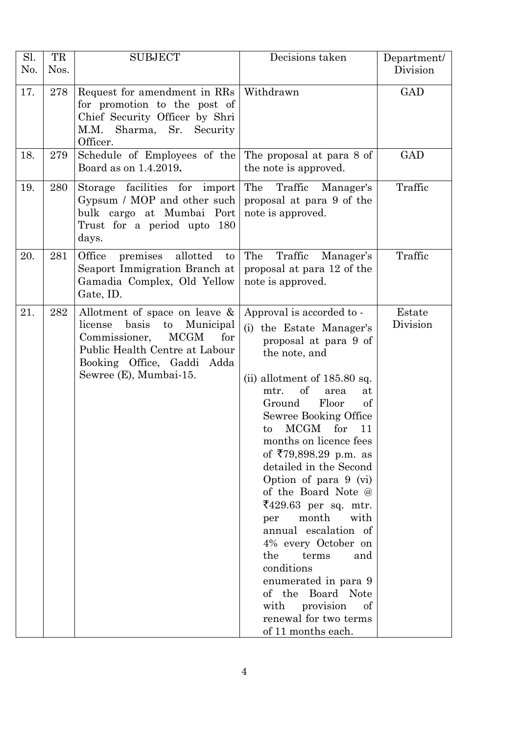| Sl. No. | TR Nos. | SUBJECT | Decisions taken | Department/ Division |
|---|---|---|---|---|
| 17. | 278 | Request for amendment in RRs for promotion to the post of Chief Security Officer by Shri M.M. Sharma, Sr. Security Officer. | Withdrawn | GAD |
| 18. | 279 | Schedule of Employees of the Board as on 1.4.2019**.** | The proposal at para 8 of the note is approved. | GAD |
| 19. | 280 | Storage facilities for import Gypsum / MOP and other such bulk cargo at Mumbai Port Trust for a period upto 180 days. | The Traffic Manager's proposal at para 9 of the note is approved. | Traffic |
| 20. | 281 | Office premises allotted to Seaport Immigration Branch at Gamadia Complex, Old Yellow Gate, ID. | The Traffic Manager's proposal at para 12 of the note is approved. | Traffic |
| 21. | 282 | Allotment of space on leave & license basis to Municipal Commissioner, MCGM for Public Health Centre at Labour Booking Office, Gaddi Adda Sewree (E), Mumbai-15. | Approval is accorded to - (i) the Estate Manager's proposal at para 9 of the note, and (ii) allotment of 185.80 sq. mtr. of area at Ground Floor of Sewree Booking Office to MCGM for 11 months on licence fees of ₹79,898.29 p.m. as detailed in the Second Option of para 9 (vi) of the Board Note @ ₹429.63 per sq. mtr. per month with annual escalation of 4% every October on the terms and conditions enumerated in para 9 of the Board Note with provision of renewal for two terms of 11 months each. | Estate Division |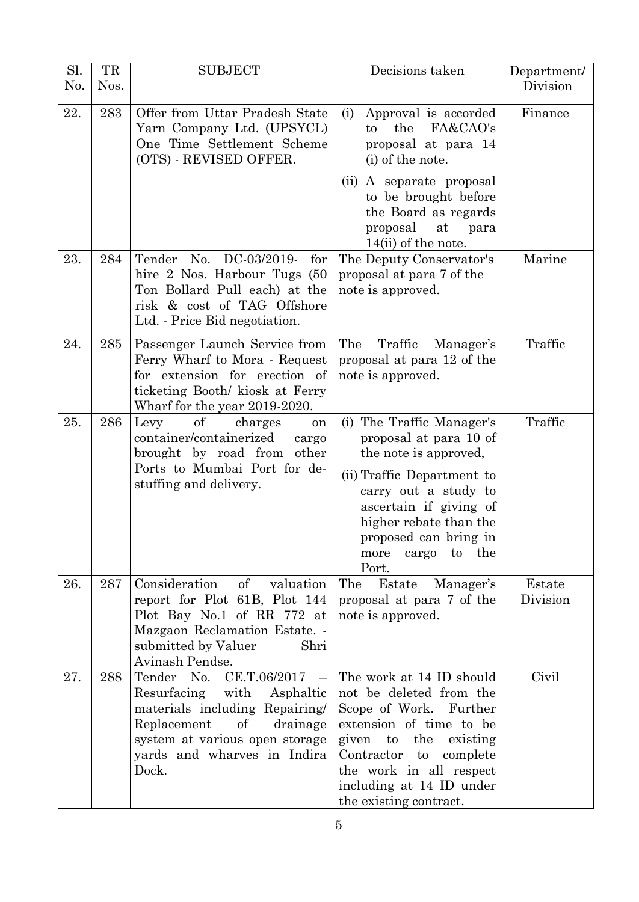| Sl. No. | TR Nos. | SUBJECT | Decisions taken | Department/ Division |
|---|---|---|---|---|
| 22. | 283 | Offer from Uttar Pradesh State Yarn Company Ltd. (UPSYCL) One Time Settlement Scheme (OTS) - REVISED OFFER. | (i) Approval is accorded to the FA&CAO's proposal at para 14 (i) of the note.<br>(ii) A separate proposal to be brought before the Board as regards proposal at para 14(ii) of the note. | Finance |
| 23. | 284 | Tender No. DC-03/2019- for hire 2 Nos. Harbour Tugs (50 Ton Bollard Pull each) at the risk & cost of TAG Offshore Ltd. - Price Bid negotiation. | The Deputy Conservator's proposal at para 7 of the note is approved. | Marine |
| 24. | 285 | Passenger Launch Service from Ferry Wharf to Mora - Request for extension for erection of ticketing Booth/ kiosk at Ferry Wharf for the year 2019-2020. | The Traffic Manager's proposal at para 12 of the note is approved. | Traffic |
| 25. | 286 | Levy of charges on container/containerized cargo brought by road from other Ports to Mumbai Port for de-stuffing and delivery. | (i) The Traffic Manager's proposal at para 10 of the note is approved,<br>(ii) Traffic Department to carry out a study to ascertain if giving of higher rebate than the proposed can bring in more cargo to the Port. | Traffic |
| 26. | 287 | Consideration of valuation report for Plot 61B, Plot 144 Plot Bay No.1 of RR 772 at Mazgaon Reclamation Estate. - submitted by Valuer Shri Avinash Pendse. | The Estate Manager's proposal at para 7 of the note is approved. | Estate Division |
| 27. | 288 | Tender No. CE.T.06/2017 – Resurfacing with Asphaltic materials including Repairing/ Replacement of drainage system at various open storage yards and wharves in Indira Dock. | The work at 14 ID should not be deleted from the Scope of Work. Further extension of time to be given to the existing Contractor to complete the work in all respect including at 14 ID under the existing contract. | Civil |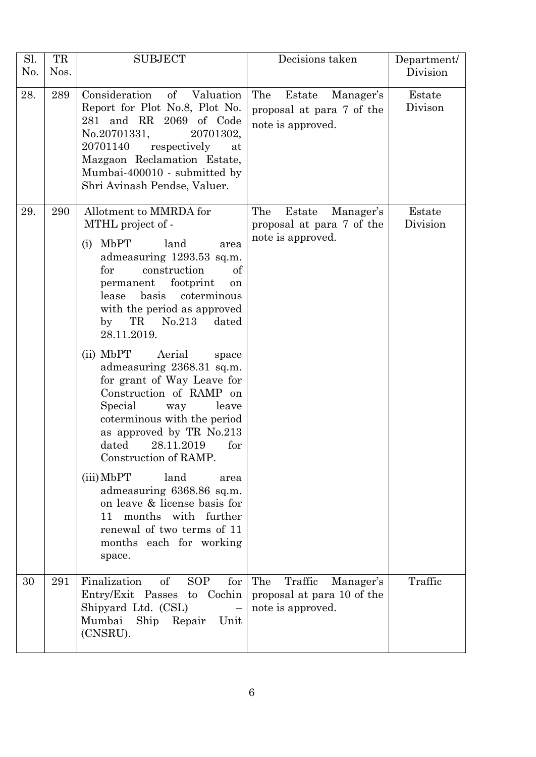| Sl. No. | TR Nos. | SUBJECT | Decisions taken | Department/ Division |
|---|---|---|---|---|
| 28. | 289 | Consideration of Valuation Report for Plot No.8, Plot No. 281 and RR 2069 of Code No.20701331, 20701302, 20701140 respectively at Mazgaon Reclamation Estate, Mumbai-400010 - submitted by Shri Avinash Pendse, Valuer. | The Estate Manager's proposal at para 7 of the note is approved. | Estate Divison |
| 29. | 290 | Allotment to MMRDA for MTHL project of -<br>(i) MbPT land area admeasuring 1293.53 sq.m. for construction of permanent footprint on lease basis coterminous with the period as approved by TR No.213 dated 28.11.2019.<br>(ii) MbPT Aerial space admeasuring 2368.31 sq.m. for grant of Way Leave for Construction of RAMP on Special way leave coterminous with the period as approved by TR No.213 dated 28.11.2019 for Construction of RAMP.<br>(iii) MbPT land area admeasuring 6368.86 sq.m. on leave & license basis for 11 months with further renewal of two terms of 11 months each for working space. | The Estate Manager's proposal at para 7 of the note is approved. | Estate Division |
| 30 | 291 | Finalization of SOP for Entry/Exit Passes to Cochin Shipyard Ltd. (CSL) – Mumbai Ship Repair Unit (CNSRU). | The Traffic Manager's proposal at para 10 of the note is approved. | Traffic |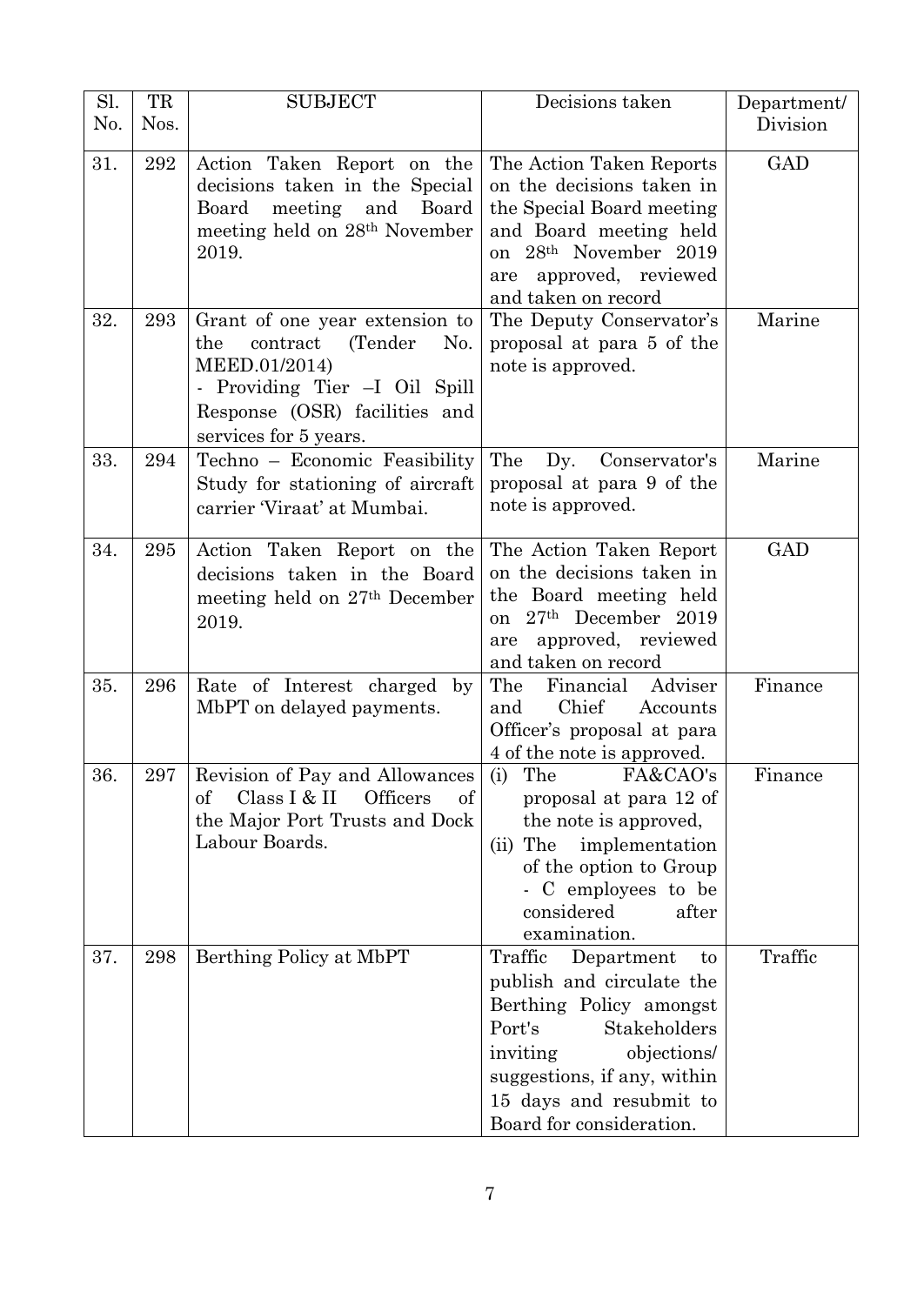| Sl. No. | TR Nos. | SUBJECT | Decisions taken | Department/ Division |
|---|---|---|---|---|
| 31. | 292 | Action Taken Report on the decisions taken in the Special Board meeting and Board meeting held on 28th November 2019. | The Action Taken Reports on the decisions taken in the Special Board meeting and Board meeting held on 28th November 2019 are approved, reviewed and taken on record | GAD |
| 32. | 293 | Grant of one year extension to the contract (Tender No. MEED.01/2014) - Providing Tier –I Oil Spill Response (OSR) facilities and services for 5 years. | The Deputy Conservator's proposal at para 5 of the note is approved. | Marine |
| 33. | 294 | Techno – Economic Feasibility Study for stationing of aircraft carrier 'Viraat' at Mumbai. | The Dy. Conservator's proposal at para 9 of the note is approved. | Marine |
| 34. | 295 | Action Taken Report on the decisions taken in the Board meeting held on 27th December 2019. | The Action Taken Report on the decisions taken in the Board meeting held on 27th December 2019 are approved, reviewed and taken on record | GAD |
| 35. | 296 | Rate of Interest charged by MbPT on delayed payments. | The Financial Adviser and Chief Accounts Officer's proposal at para 4 of the note is approved. | Finance |
| 36. | 297 | Revision of Pay and Allowances of Class I & II Officers of the Major Port Trusts and Dock Labour Boards. | (i) The FA&CAO's proposal at para 12 of the note is approved, (ii) The implementation of the option to Group - C employees to be considered after examination. | Finance |
| 37. | 298 | Berthing Policy at MbPT | Traffic Department to publish and circulate the Berthing Policy amongst Port's Stakeholders inviting objections/ suggestions, if any, within 15 days and resubmit to Board for consideration. | Traffic |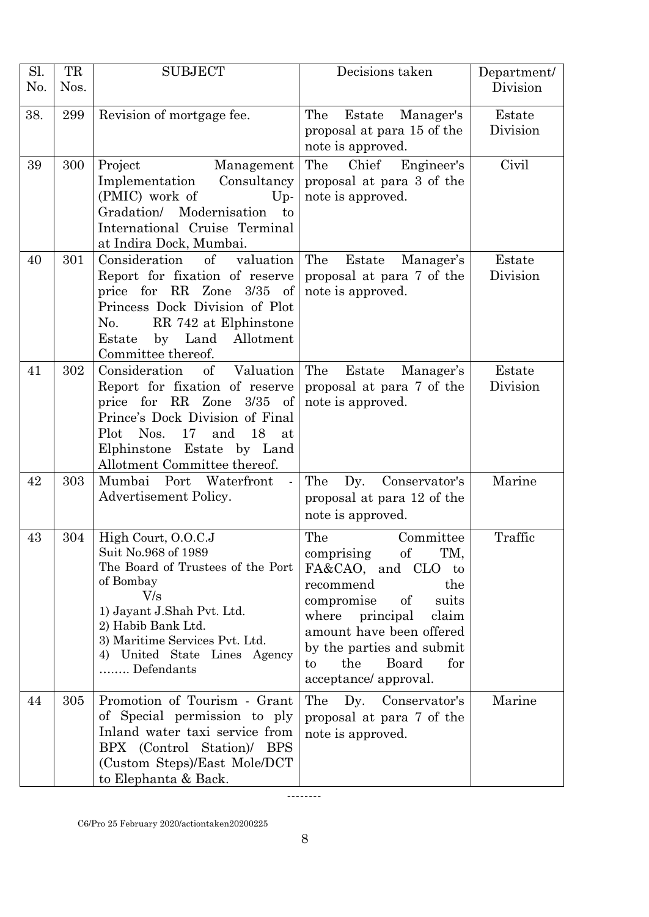| Sl. No. | TR Nos. | SUBJECT | Decisions taken | Department/ Division |
|---|---|---|---|---|
| 38. | 299 | Revision of mortgage fee. | The Estate Manager's proposal at para 15 of the note is approved. | Estate Division |
| 39 | 300 | Project Management Implementation Consultancy (PMIC) work of Up-Gradation/ Modernisation to International Cruise Terminal at Indira Dock, Mumbai. | The Chief Engineer's proposal at para 3 of the note is approved. | Civil |
| 40 | 301 | Consideration of valuation Report for fixation of reserve price for RR Zone 3/35 of Princess Dock Division of Plot No. RR 742 at Elphinstone Estate by Land Allotment Committee thereof. | The Estate Manager's proposal at para 7 of the note is approved. | Estate Division |
| 41 | 302 | Consideration of Valuation Report for fixation of reserve price for RR Zone 3/35 of Prince's Dock Division of Final Plot Nos. 17 and 18 at Elphinstone Estate by Land Allotment Committee thereof. | The Estate Manager's proposal at para 7 of the note is approved. | Estate Division |
| 42 | 303 | Mumbai Port Waterfront - Advertisement Policy. | The Dy. Conservator's proposal at para 12 of the note is approved. | Marine |
| 43 | 304 | High Court, O.O.C.J<br>Suit No.968 of 1989<br>The Board of Trustees of the Port of Bombay<br>V/s<br>1) Jayant J.Shah Pvt. Ltd.<br>2) Habib Bank Ltd.<br>3) Maritime Services Pvt. Ltd.<br>4) United State Lines Agency …….. Defendants | The Committee comprising of TM, FA&CAO, and CLO to recommend the compromise of suits where principal claim amount have been offered by the parties and submit to the Board for acceptance/ approval. | Traffic |
| 44 | 305 | Promotion of Tourism - Grant of Special permission to ply Inland water taxi service from BPX (Control Station)/ BPS (Custom Steps)/East Mole/DCT to Elephanta & Back. | The Dy. Conservator's proposal at para 7 of the note is approved. | Marine |

--------

C6/Pro 25 February 2020/actiontaken20200225